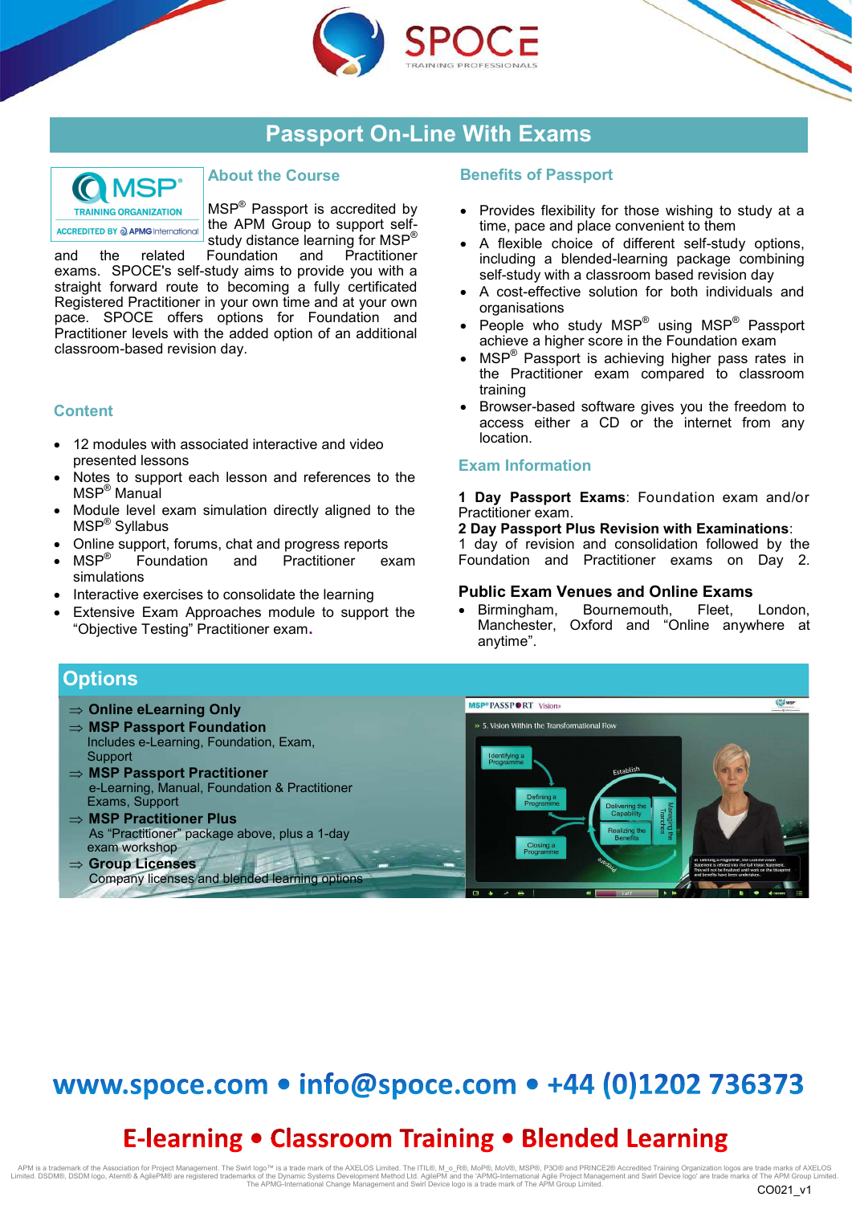# Passport On-Line With Exams

## About the Course

MSP® Passport is accredited by the APM Group to support self-study distance learning for MSP® and the related Foundation and Practitioner exams. SPOCE's self-study aims to provide you with a straight forward route to becoming a fully certificated Registered Practitioner in your own time and at your own pace. SPOCE offers options for Foundation and Practitioner levels with the added option of an additional classroom-based revision day.

## Content

- 12 modules with associated interactive and video presented lessons
- Notes to support each lesson and references to the MSP® Manual
- Module level exam simulation directly aligned to the MSP® Syllabus
- Online support, forums, chat and progress reports
- MSP® Foundation and Practitioner exam simulations
- Interactive exercises to consolidate the learning
- Extensive Exam Approaches module to support the "Objective Testing" Practitioner exam.

## Benefits of Passport

- Provides flexibility for those wishing to study at a time, pace and place convenient to them
- A flexible choice of different self-study options, including a blended-learning package combining self-study with a classroom based revision day
- A cost-effective solution for both individuals and organisations
- People who study MSP® using MSP® Passport achieve a higher score in the Foundation exam
- MSP® Passport is achieving higher pass rates in the Practitioner exam compared to classroom training
- Browser-based software gives you the freedom to access either a CD or the internet from any location.

## Exam Information

**1 Day Passport Exams**: Foundation exam and/or Practitioner exam.
**2 Day Passport Plus Revision with Examinations**: 1 day of revision and consolidation followed by the Foundation and Practitioner exams on Day 2.

### Public Exam Venues and Online Exams

- Birmingham, Bournemouth, Fleet, London, Manchester, Oxford and "Online anywhere at anytime".

## Options

⇒ **Online eLearning Only**

⇒ **MSP Passport Foundation**
Includes e-Learning, Foundation, Exam, Support

⇒ **MSP Passport Practitioner**
e-Learning, Manual, Foundation & Practitioner Exams, Support

⇒ **MSP Practitioner Plus**
As "Practitioner" package above, plus a 1-day exam workshop

⇒ **Group Licenses**
Company licenses and blended learning options

www.spoce.com • info@spoce.com • +44 (0)1202 736373

**E-learning • Classroom Training • Blended Learning**

APM is a trademark of the Association for Project Management. The Swirl logo™ is a trade mark of the AXELOS Limited. The ITIL®, M_o_R®, MoP®, MoV®, MSP®, P3O® and PRINCE2® Accredited Training Organization logos are trade marks of AXELOS Limited. DSDM®, DSDM logo, Atern® & AgilePM® are registered trademarks of the Dynamic Systems Development Method Ltd. AgilePM and the 'APMG-International Agile Project Management and Swirl Device logo' are trade marks of The APM Group Limited. The APMG-International Change Management and Swirl Device logo is a trade mark of The APM Group Limited.

CO021_v1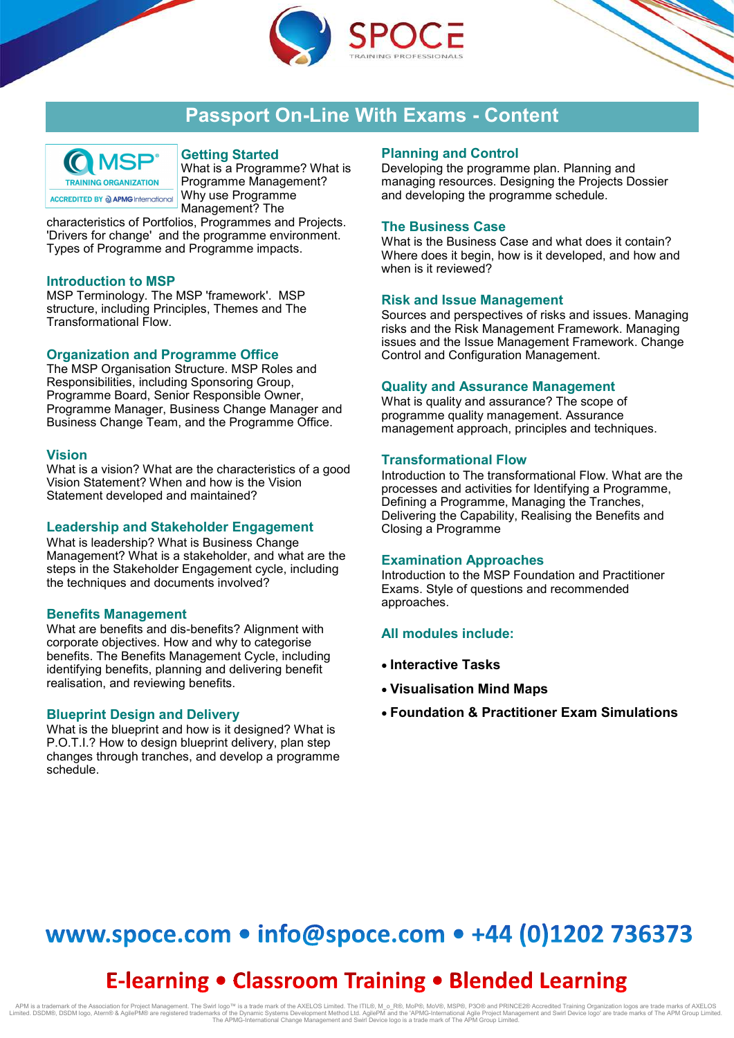# Passport On-Line With Exams - Content

MSP® TRAINING ORGANIZATION ACCREDITED BY APMG International

## Getting Started

What is a Programme? What is Programme Management? Why use Programme Management? The characteristics of Portfolios, Programmes and Projects. 'Drivers for change' and the programme environment. Types of Programme and Programme impacts.

## Introduction to MSP

MSP Terminology. The MSP 'framework'. MSP structure, including Principles, Themes and The Transformational Flow.

## Organization and Programme Office

The MSP Organisation Structure. MSP Roles and Responsibilities, including Sponsoring Group, Programme Board, Senior Responsible Owner, Programme Manager, Business Change Manager and Business Change Team, and the Programme Office.

## Vision

What is a vision? What are the characteristics of a good Vision Statement? When and how is the Vision Statement developed and maintained?

## Leadership and Stakeholder Engagement

What is leadership? What is Business Change Management? What is a stakeholder, and what are the steps in the Stakeholder Engagement cycle, including the techniques and documents involved?

## Benefits Management

What are benefits and dis-benefits? Alignment with corporate objectives. How and why to categorise benefits. The Benefits Management Cycle, including identifying benefits, planning and delivering benefit realisation, and reviewing benefits.

## Blueprint Design and Delivery

What is the blueprint and how is it designed? What is P.O.T.I.? How to design blueprint delivery, plan step changes through tranches, and develop a programme schedule.

## Planning and Control

Developing the programme plan. Planning and managing resources. Designing the Projects Dossier and developing the programme schedule.

## The Business Case

What is the Business Case and what does it contain? Where does it begin, how is it developed, and how and when is it reviewed?

## Risk and Issue Management

Sources and perspectives of risks and issues. Managing risks and the Risk Management Framework. Managing issues and the Issue Management Framework. Change Control and Configuration Management.

## Quality and Assurance Management

What is quality and assurance? The scope of programme quality management. Assurance management approach, principles and techniques.

## Transformational Flow

Introduction to The transformational Flow. What are the processes and activities for Identifying a Programme, Defining a Programme, Managing the Tranches, Delivering the Capability, Realising the Benefits and Closing a Programme

## Examination Approaches

Introduction to the MSP Foundation and Practitioner Exams. Style of questions and recommended approaches.

## All modules include:

- **Interactive Tasks**
- **Visualisation Mind Maps**
- **Foundation & Practitioner Exam Simulations**

**www.spoce.com • info@spoce.com • +44 (0)1202 736373**

**E-learning • Classroom Training • Blended Learning**

APM is a trademark of the Association for Project Management. The Swirl logo™ is a trade mark of the AXELOS Limited. The ITIL®, M_o_R®, MoP®, MoV®, MSP®, P3O® and PRINCE2® Accredited Training Organization logos are trade marks of AXELOS Limited. DSDM®, DSDM logo, Atern® & AgilePM® are registered trademarks of the Dynamic Systems Development Method Ltd. AgilePM and the 'APMG-International Agile Project Management and Swirl Device logo' are trade marks of The APM Group Limited. The APMG-International Change Management and Swirl Device logo is a trade mark of The APM Group Limited.